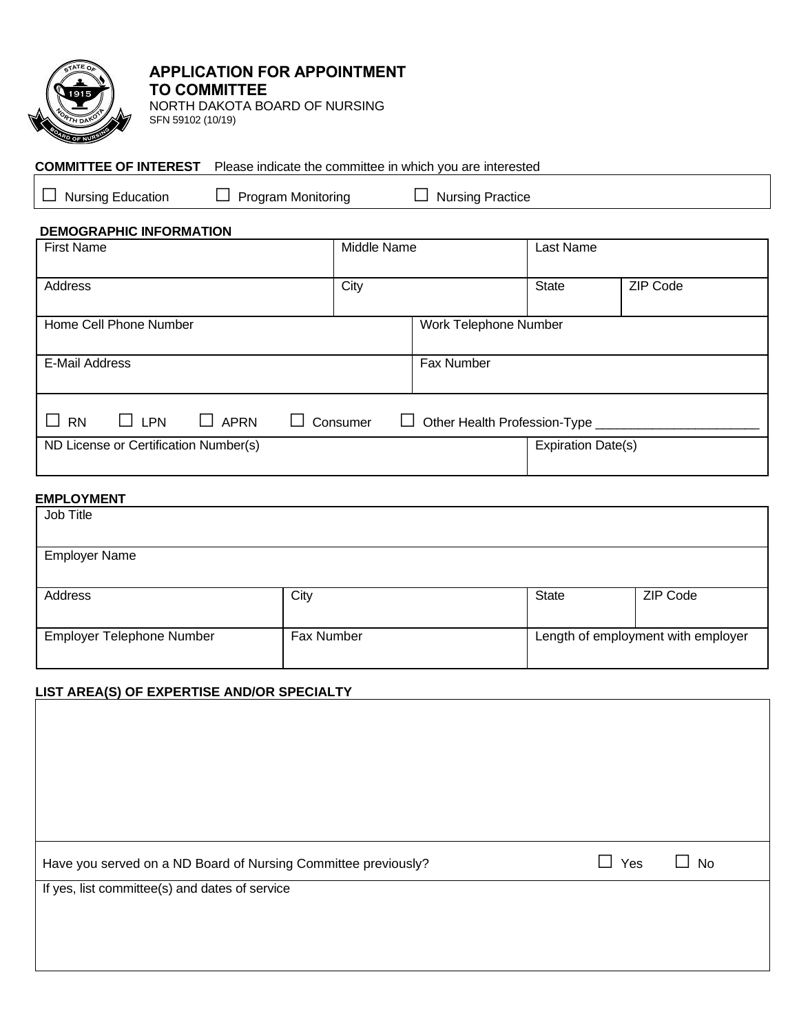# APPLICATION FOR APPOINTMENT TO COMMITTEE

NORTH DAKOTA BOARD OF NURSING
SFN 59102 (10/19)

**COMMITTEE OF INTEREST** Please indicate the committee in which you are interested

☐ Nursing Education ☐ Program Monitoring ☐ Nursing Practice

**DEMOGRAPHIC INFORMATION**

| First Name | Middle Name | Last Name | |
|---|---|---|---|
| Address | City | State | ZIP Code |

| Home Cell Phone Number | Work Telephone Number |
|---|---|
| E-Mail Address | Fax Number |

☐ RN ☐ LPN ☐ APRN ☐ Consumer ☐ Other Health Profession-Type ______________________

| ND License or Certification Number(s) | Expiration Date(s) |
|---|---|
| | |

**EMPLOYMENT**

| Job Title | | | |
|---|---|---|---|
| Employer Name | | | |
| Address | City | State | ZIP Code |
| Employer Telephone Number | Fax Number | Length of employment with employer | |

**LIST AREA(S) OF EXPERTISE AND/OR SPECIALTY**

Have you served on a ND Board of Nursing Committee previously? ☐ Yes ☐ No

If yes, list committee(s) and dates of service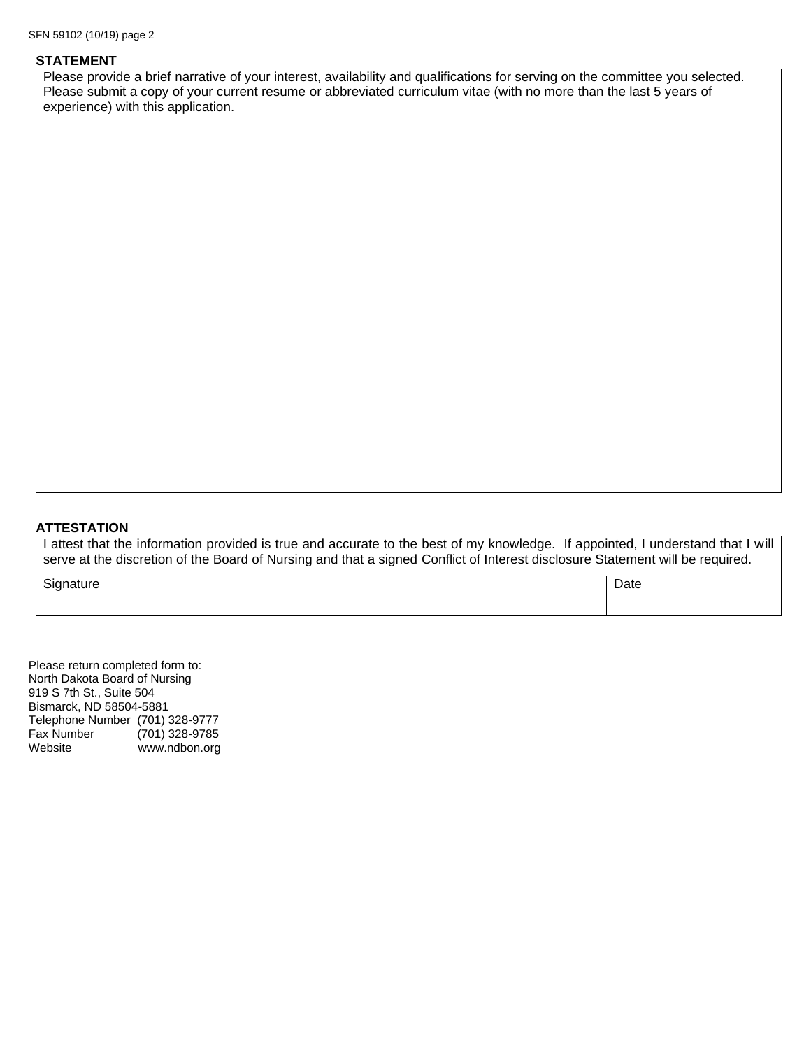## STATEMENT

Please provide a brief narrative of your interest, availability and qualifications for serving on the committee you selected. Please submit a copy of your current resume or abbreviated curriculum vitae (with no more than the last 5 years of experience) with this application.

## ATTESTATION

I attest that the information provided is true and accurate to the best of my knowledge. If appointed, I understand that I will serve at the discretion of the Board of Nursing and that a signed Conflict of Interest disclosure Statement will be required.

| | |
|---|---|
| Signature | Date |

Please return completed form to:
North Dakota Board of Nursing
919 S 7th St., Suite 504
Bismarck, ND 58504-5881
Telephone Number (701) 328-9777
Fax Number (701) 328-9785
Website www.ndbon.org